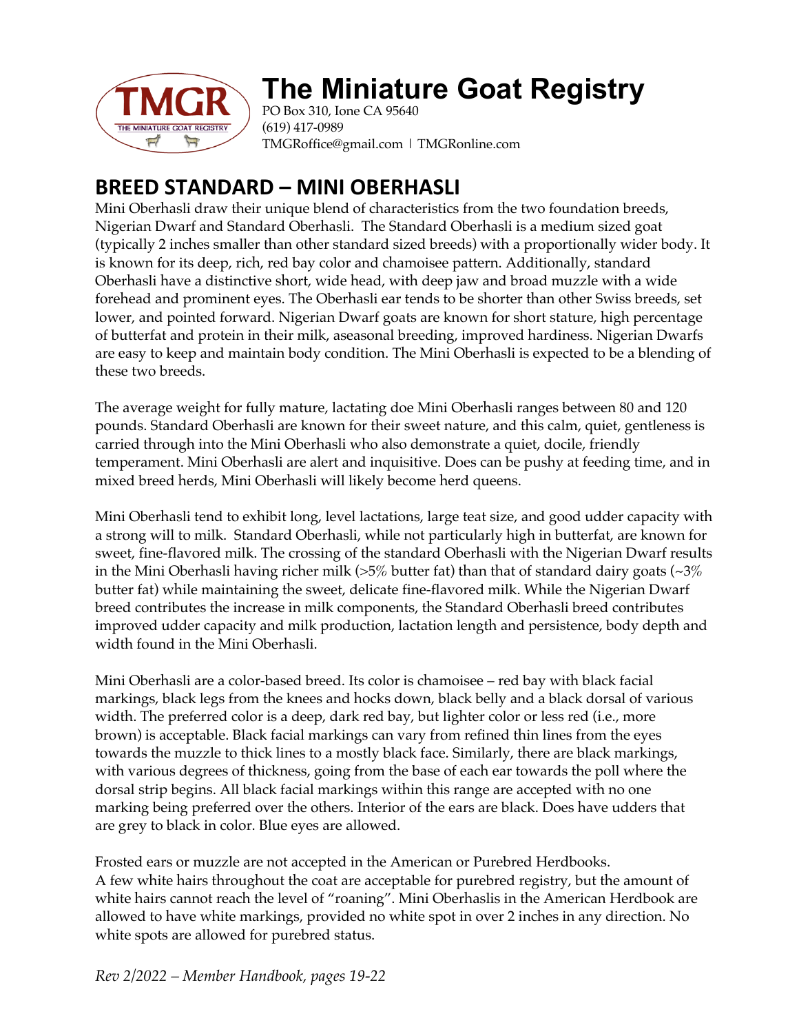# The Miniature Goat Registry

PO Box 310, Ione CA 95640
(619) 417-0989
TMGRoffice@gmail.com | TMGRonline.com

## BREED STANDARD – MINI OBERHASLI

Mini Oberhasli draw their unique blend of characteristics from the two foundation breeds, Nigerian Dwarf and Standard Oberhasli. The Standard Oberhasli is a medium sized goat (typically 2 inches smaller than other standard sized breeds) with a proportionally wider body. It is known for its deep, rich, red bay color and chamoisee pattern. Additionally, standard Oberhasli have a distinctive short, wide head, with deep jaw and broad muzzle with a wide forehead and prominent eyes. The Oberhasli ear tends to be shorter than other Swiss breeds, set lower, and pointed forward. Nigerian Dwarf goats are known for short stature, high percentage of butterfat and protein in their milk, aseasonal breeding, improved hardiness. Nigerian Dwarfs are easy to keep and maintain body condition. The Mini Oberhasli is expected to be a blending of these two breeds.

The average weight for fully mature, lactating doe Mini Oberhasli ranges between 80 and 120 pounds. Standard Oberhasli are known for their sweet nature, and this calm, quiet, gentleness is carried through into the Mini Oberhasli who also demonstrate a quiet, docile, friendly temperament. Mini Oberhasli are alert and inquisitive. Does can be pushy at feeding time, and in mixed breed herds, Mini Oberhasli will likely become herd queens.

Mini Oberhasli tend to exhibit long, level lactations, large teat size, and good udder capacity with a strong will to milk. Standard Oberhasli, while not particularly high in butterfat, are known for sweet, fine-flavored milk. The crossing of the standard Oberhasli with the Nigerian Dwarf results in the Mini Oberhasli having richer milk (>5% butter fat) than that of standard dairy goats (~3% butter fat) while maintaining the sweet, delicate fine-flavored milk. While the Nigerian Dwarf breed contributes the increase in milk components, the Standard Oberhasli breed contributes improved udder capacity and milk production, lactation length and persistence, body depth and width found in the Mini Oberhasli.

Mini Oberhasli are a color-based breed. Its color is chamoisee – red bay with black facial markings, black legs from the knees and hocks down, black belly and a black dorsal of various width. The preferred color is a deep, dark red bay, but lighter color or less red (i.e., more brown) is acceptable. Black facial markings can vary from refined thin lines from the eyes towards the muzzle to thick lines to a mostly black face. Similarly, there are black markings, with various degrees of thickness, going from the base of each ear towards the poll where the dorsal strip begins. All black facial markings within this range are accepted with no one marking being preferred over the others. Interior of the ears are black. Does have udders that are grey to black in color. Blue eyes are allowed.

Frosted ears or muzzle are not accepted in the American or Purebred Herdbooks.
A few white hairs throughout the coat are acceptable for purebred registry, but the amount of white hairs cannot reach the level of "roaning". Mini Oberhaslis in the American Herdbook are allowed to have white markings, provided no white spot in over 2 inches in any direction. No white spots are allowed for purebred status.

*Rev 2/2022 – Member Handbook, pages 19-22*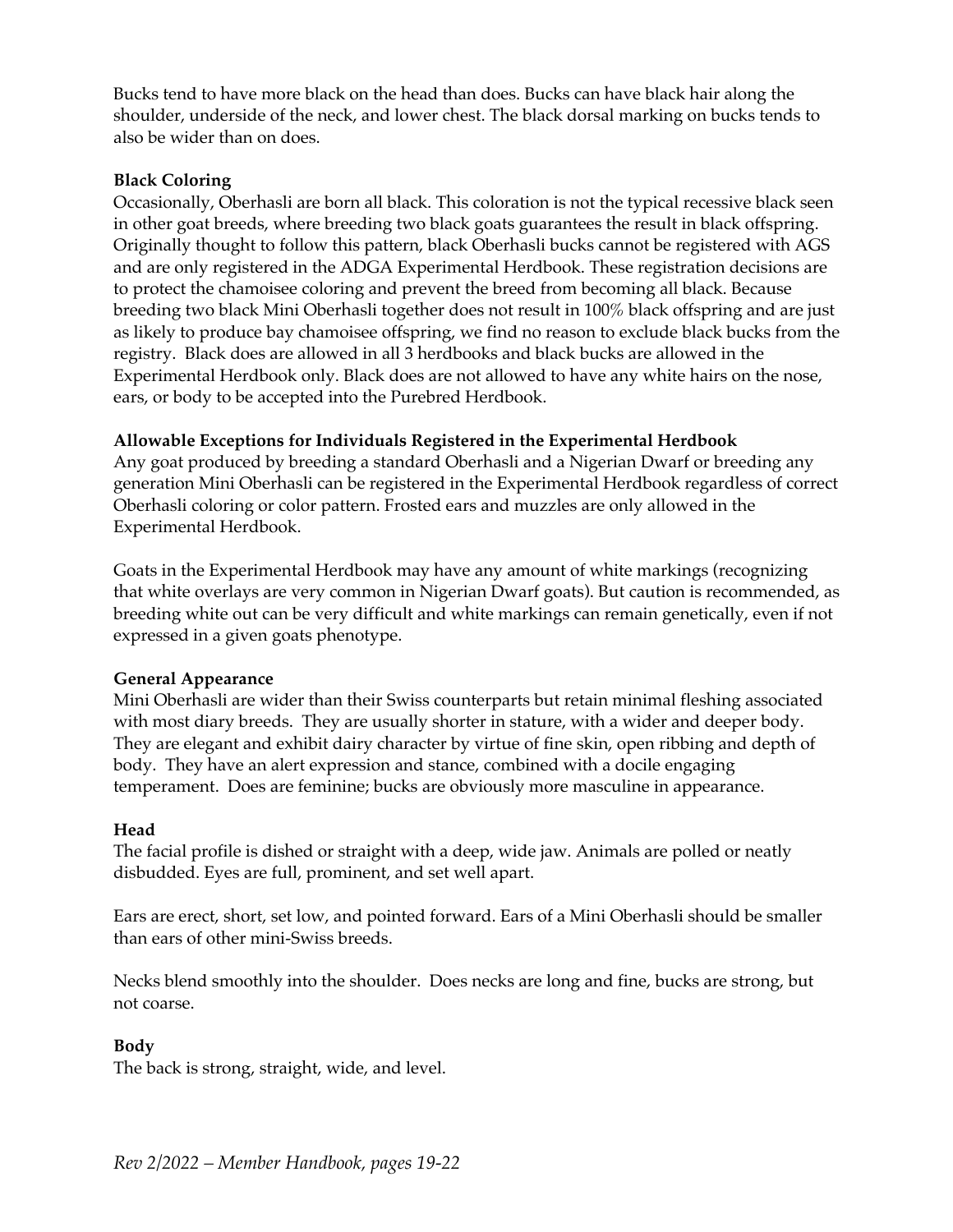Bucks tend to have more black on the head than does. Bucks can have black hair along the shoulder, underside of the neck, and lower chest. The black dorsal marking on bucks tends to also be wider than on does.

**Black Coloring**

Occasionally, Oberhasli are born all black. This coloration is not the typical recessive black seen in other goat breeds, where breeding two black goats guarantees the result in black offspring. Originally thought to follow this pattern, black Oberhasli bucks cannot be registered with AGS and are only registered in the ADGA Experimental Herdbook. These registration decisions are to protect the chamoisee coloring and prevent the breed from becoming all black. Because breeding two black Mini Oberhasli together does not result in 100% black offspring and are just as likely to produce bay chamoisee offspring, we find no reason to exclude black bucks from the registry. Black does are allowed in all 3 herdbooks and black bucks are allowed in the Experimental Herdbook only. Black does are not allowed to have any white hairs on the nose, ears, or body to be accepted into the Purebred Herdbook.

**Allowable Exceptions for Individuals Registered in the Experimental Herdbook**

Any goat produced by breeding a standard Oberhasli and a Nigerian Dwarf or breeding any generation Mini Oberhasli can be registered in the Experimental Herdbook regardless of correct Oberhasli coloring or color pattern. Frosted ears and muzzles are only allowed in the Experimental Herdbook.

Goats in the Experimental Herdbook may have any amount of white markings (recognizing that white overlays are very common in Nigerian Dwarf goats). But caution is recommended, as breeding white out can be very difficult and white markings can remain genetically, even if not expressed in a given goats phenotype.

**General Appearance**

Mini Oberhasli are wider than their Swiss counterparts but retain minimal fleshing associated with most diary breeds. They are usually shorter in stature, with a wider and deeper body. They are elegant and exhibit dairy character by virtue of fine skin, open ribbing and depth of body. They have an alert expression and stance, combined with a docile engaging temperament. Does are feminine; bucks are obviously more masculine in appearance.

**Head**

The facial profile is dished or straight with a deep, wide jaw. Animals are polled or neatly disbudded. Eyes are full, prominent, and set well apart.

Ears are erect, short, set low, and pointed forward. Ears of a Mini Oberhasli should be smaller than ears of other mini-Swiss breeds.

Necks blend smoothly into the shoulder. Does necks are long and fine, bucks are strong, but not coarse.

**Body**

The back is strong, straight, wide, and level.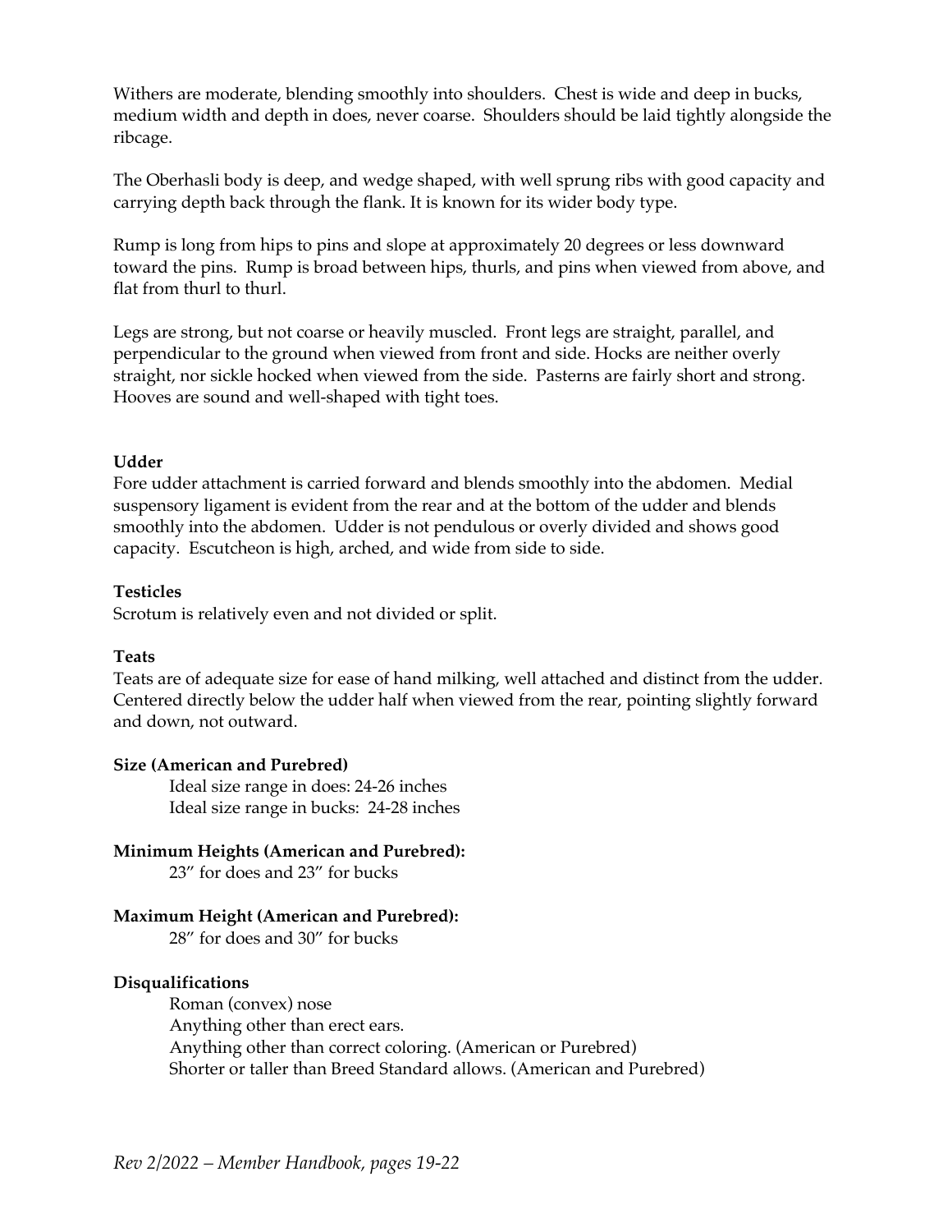Withers are moderate, blending smoothly into shoulders. Chest is wide and deep in bucks, medium width and depth in does, never coarse. Shoulders should be laid tightly alongside the ribcage.

The Oberhasli body is deep, and wedge shaped, with well sprung ribs with good capacity and carrying depth back through the flank. It is known for its wider body type.

Rump is long from hips to pins and slope at approximately 20 degrees or less downward toward the pins. Rump is broad between hips, thurls, and pins when viewed from above, and flat from thurl to thurl.

Legs are strong, but not coarse or heavily muscled. Front legs are straight, parallel, and perpendicular to the ground when viewed from front and side. Hocks are neither overly straight, nor sickle hocked when viewed from the side. Pasterns are fairly short and strong. Hooves are sound and well-shaped with tight toes.

**Udder**

Fore udder attachment is carried forward and blends smoothly into the abdomen. Medial suspensory ligament is evident from the rear and at the bottom of the udder and blends smoothly into the abdomen. Udder is not pendulous or overly divided and shows good capacity. Escutcheon is high, arched, and wide from side to side.

**Testicles**

Scrotum is relatively even and not divided or split.

**Teats**

Teats are of adequate size for ease of hand milking, well attached and distinct from the udder. Centered directly below the udder half when viewed from the rear, pointing slightly forward and down, not outward.

**Size (American and Purebred)**

Ideal size range in does: 24-26 inches
Ideal size range in bucks: 24-28 inches

**Minimum Heights (American and Purebred):**

23" for does and 23" for bucks

**Maximum Height (American and Purebred):**

28" for does and 30" for bucks

**Disqualifications**

Roman (convex) nose
Anything other than erect ears.
Anything other than correct coloring. (American or Purebred)
Shorter or taller than Breed Standard allows. (American and Purebred)

*Rev 2/2022 – Member Handbook, pages 19-22*